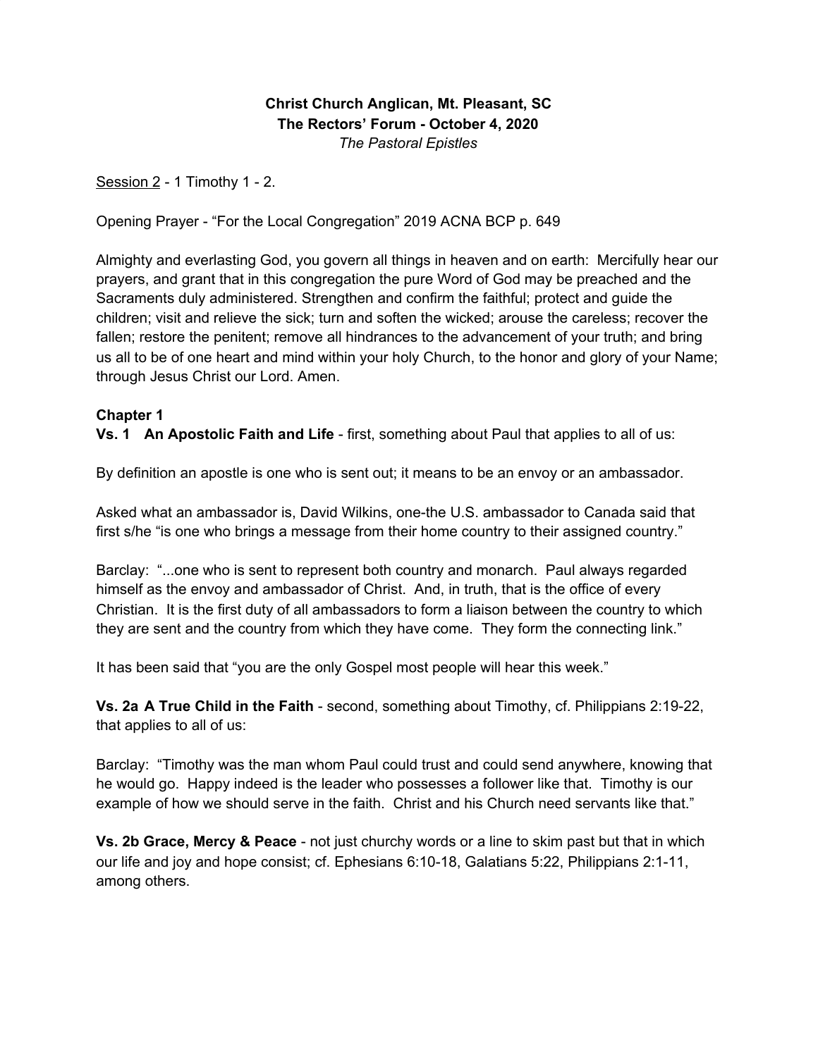**Christ Church Anglican, Mt. Pleasant, SC**
**The Rectors' Forum - October 4, 2020**
*The Pastoral Epistles*

<u>Session 2</u> - 1 Timothy 1 - 2.

Opening Prayer - "For the Local Congregation" 2019 ACNA BCP p. 649

Almighty and everlasting God, you govern all things in heaven and on earth: Mercifully hear our prayers, and grant that in this congregation the pure Word of God may be preached and the Sacraments duly administered. Strengthen and confirm the faithful; protect and guide the children; visit and relieve the sick; turn and soften the wicked; arouse the careless; recover the fallen; restore the penitent; remove all hindrances to the advancement of your truth; and bring us all to be of one heart and mind within your holy Church, to the honor and glory of your Name; through Jesus Christ our Lord. Amen.

**Chapter 1**

**Vs. 1 An Apostolic Faith and Life** - first, something about Paul that applies to all of us:

By definition an apostle is one who is sent out; it means to be an envoy or an ambassador.

Asked what an ambassador is, David Wilkins, one-the U.S. ambassador to Canada said that first s/he "is one who brings a message from their home country to their assigned country."

Barclay: "...one who is sent to represent both country and monarch. Paul always regarded himself as the envoy and ambassador of Christ. And, in truth, that is the office of every Christian. It is the first duty of all ambassadors to form a liaison between the country to which they are sent and the country from which they have come. They form the connecting link."

It has been said that "you are the only Gospel most people will hear this week."

**Vs. 2a A True Child in the Faith** - second, something about Timothy, cf. Philippians 2:19-22, that applies to all of us:

Barclay: "Timothy was the man whom Paul could trust and could send anywhere, knowing that he would go. Happy indeed is the leader who possesses a follower like that. Timothy is our example of how we should serve in the faith. Christ and his Church need servants like that."

**Vs. 2b Grace, Mercy & Peace** - not just churchy words or a line to skim past but that in which our life and joy and hope consist; cf. Ephesians 6:10-18, Galatians 5:22, Philippians 2:1-11, among others.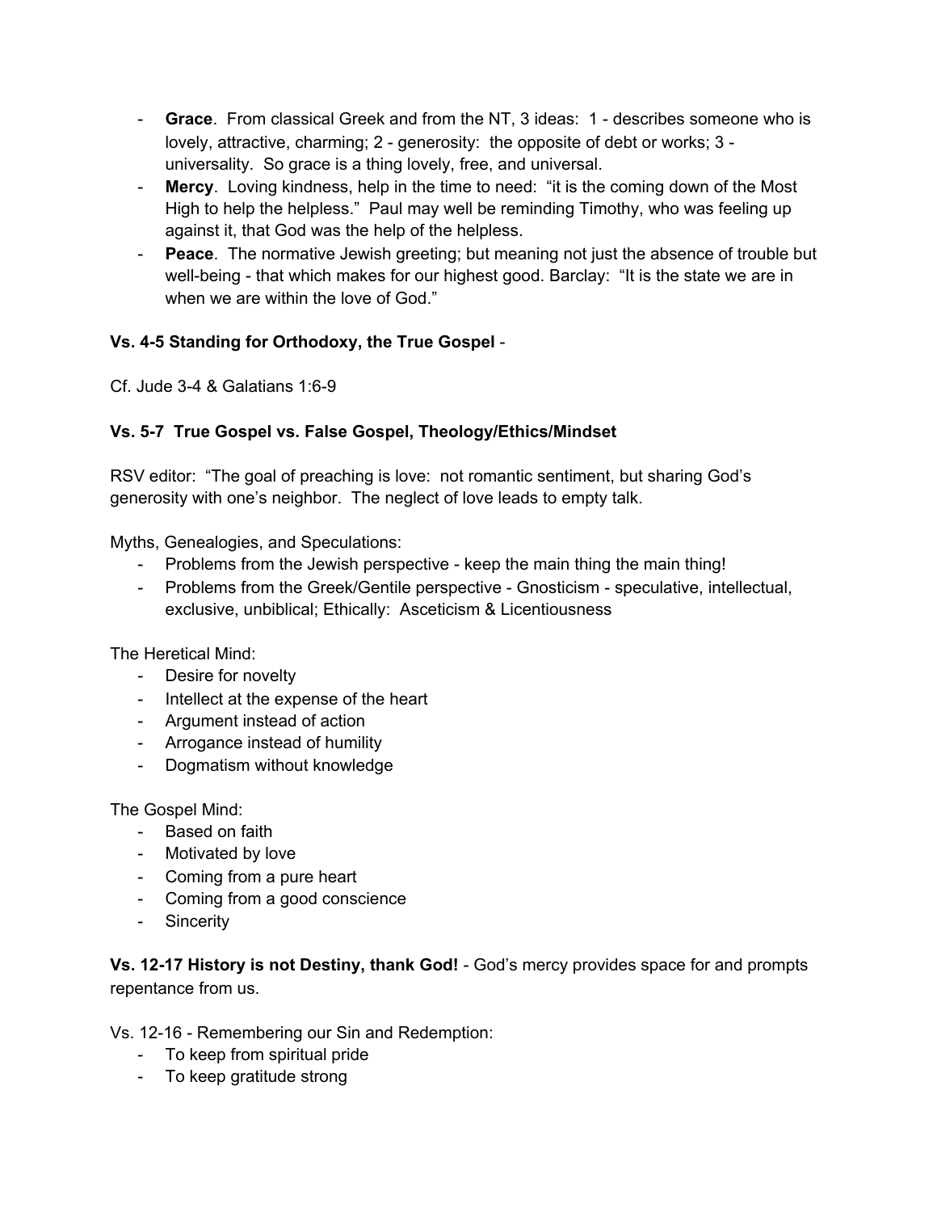- **Grace**. From classical Greek and from the NT, 3 ideas: 1 - describes someone who is lovely, attractive, charming; 2 - generosity: the opposite of debt or works; 3 - universality. So grace is a thing lovely, free, and universal.
- **Mercy**. Loving kindness, help in the time to need: "it is the coming down of the Most High to help the helpless." Paul may well be reminding Timothy, who was feeling up against it, that God was the help of the helpless.
- **Peace**. The normative Jewish greeting; but meaning not just the absence of trouble but well-being - that which makes for our highest good. Barclay: "It is the state we are in when we are within the love of God."

**Vs. 4-5 Standing for Orthodoxy, the True Gospel** -

Cf. Jude 3-4 & Galatians 1:6-9

**Vs. 5-7 True Gospel vs. False Gospel, Theology/Ethics/Mindset**

RSV editor: "The goal of preaching is love: not romantic sentiment, but sharing God's generosity with one's neighbor. The neglect of love leads to empty talk.

Myths, Genealogies, and Speculations:

- Problems from the Jewish perspective - keep the main thing the main thing!
- Problems from the Greek/Gentile perspective - Gnosticism - speculative, intellectual, exclusive, unbiblical; Ethically: Asceticism & Licentiousness

The Heretical Mind:

- Desire for novelty
- Intellect at the expense of the heart
- Argument instead of action
- Arrogance instead of humility
- Dogmatism without knowledge

The Gospel Mind:

- Based on faith
- Motivated by love
- Coming from a pure heart
- Coming from a good conscience
- Sincerity

**Vs. 12-17 History is not Destiny, thank God!** - God's mercy provides space for and prompts repentance from us.

Vs. 12-16 - Remembering our Sin and Redemption:

- To keep from spiritual pride
- To keep gratitude strong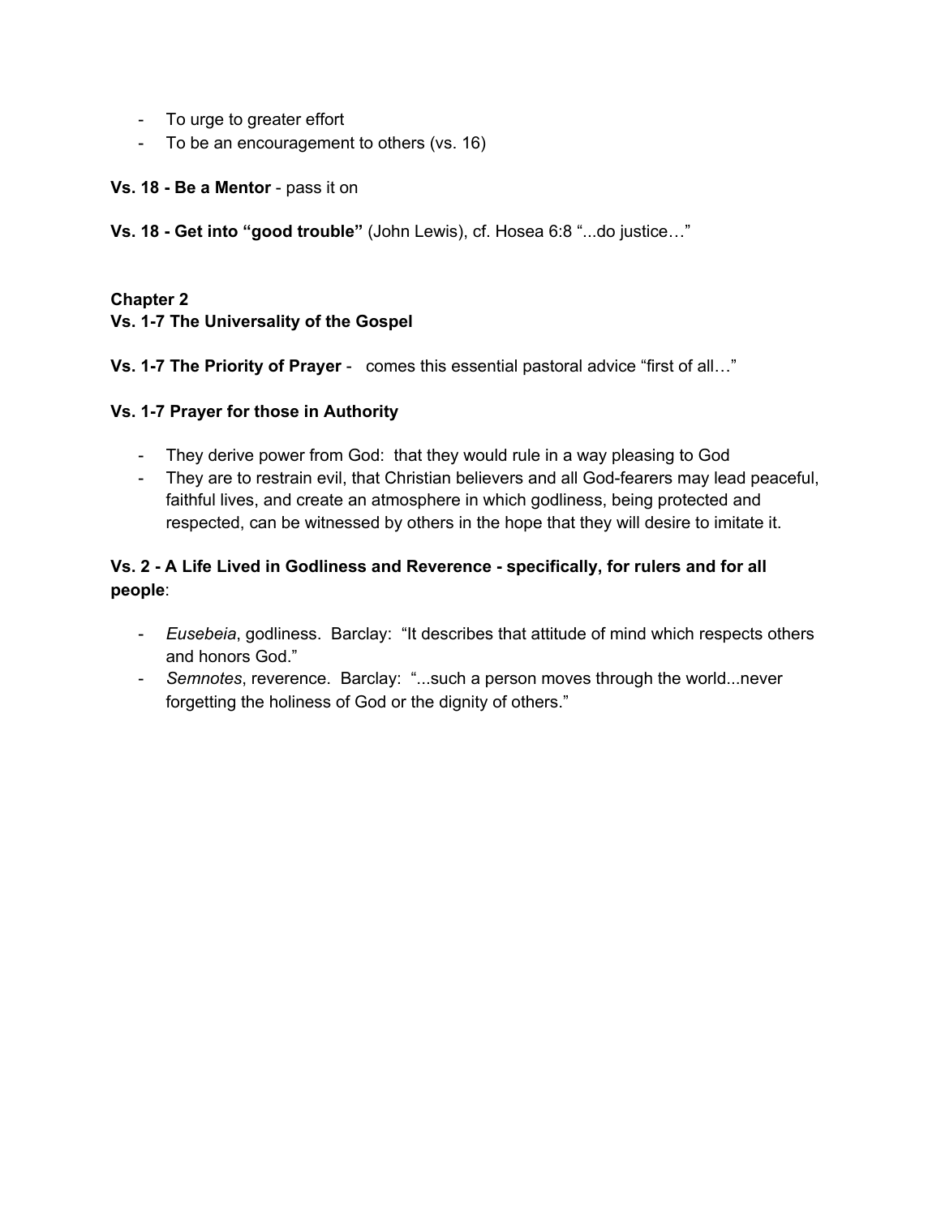- To urge to greater effort
- To be an encouragement to others (vs. 16)

**Vs. 18 - Be a Mentor** - pass it on

**Vs. 18 - Get into “good trouble”** (John Lewis), cf. Hosea 6:8 “...do justice…”

**Chapter 2**
**Vs. 1-7 The Universality of the Gospel**

**Vs. 1-7 The Priority of Prayer** - comes this essential pastoral advice “first of all…”

**Vs. 1-7 Prayer for those in Authority**

- They derive power from God: that they would rule in a way pleasing to God
- They are to restrain evil, that Christian believers and all God-fearers may lead peaceful, faithful lives, and create an atmosphere in which godliness, being protected and respected, can be witnessed by others in the hope that they will desire to imitate it.

**Vs. 2 - A Life Lived in Godliness and Reverence - specifically, for rulers and for all people**:

- *Eusebeia*, godliness. Barclay: “It describes that attitude of mind which respects others and honors God.”
- *Semnotes*, reverence. Barclay: “...such a person moves through the world...never forgetting the holiness of God or the dignity of others.”